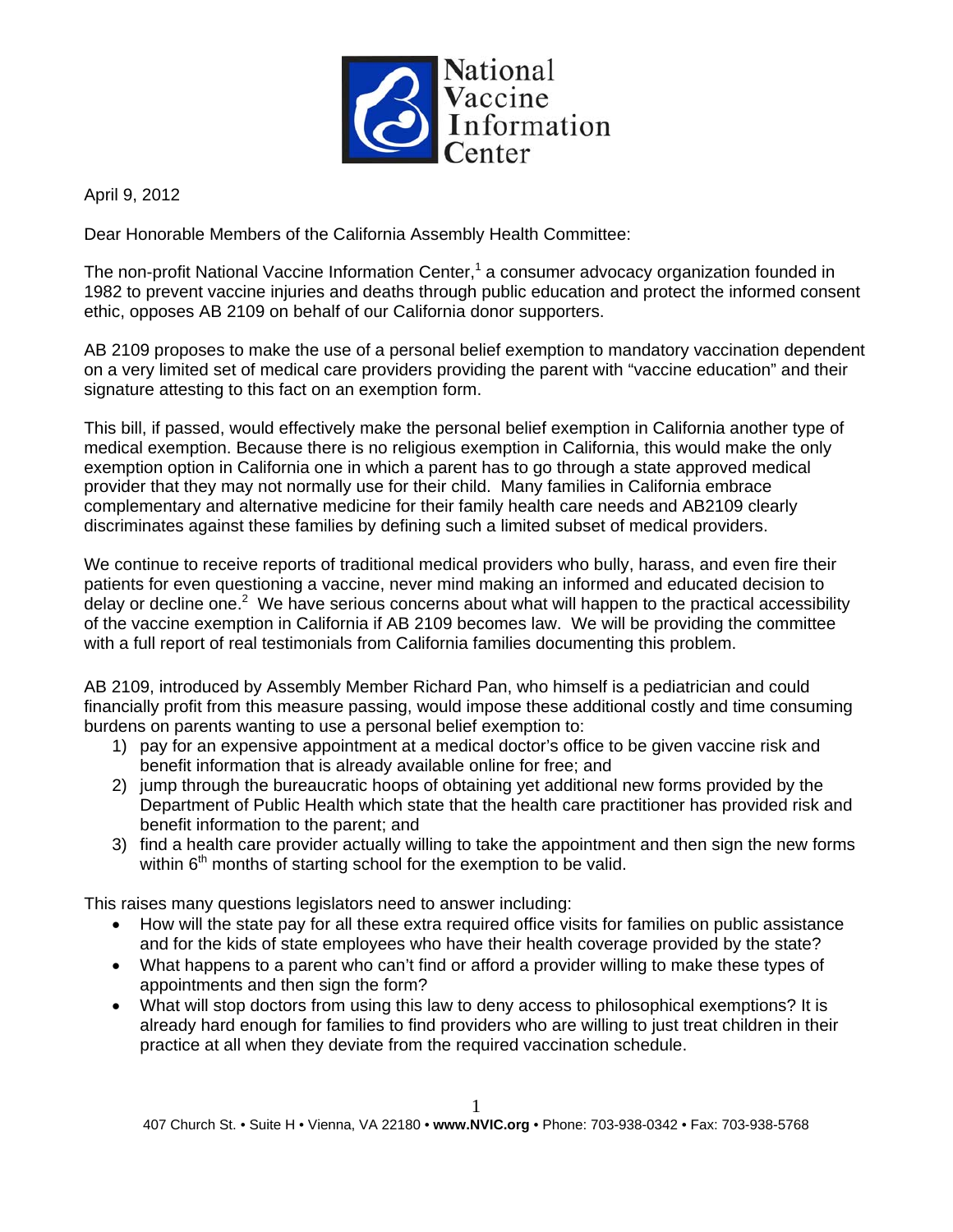National Vaccine Information Center

April 9, 2012

Dear Honorable Members of the California Assembly Health Committee:

The non-profit National Vaccine Information Center,[1] a consumer advocacy organization founded in 1982 to prevent vaccine injuries and deaths through public education and protect the informed consent ethic, opposes AB 2109 on behalf of our California donor supporters.

AB 2109 proposes to make the use of a personal belief exemption to mandatory vaccination dependent on a very limited set of medical care providers providing the parent with "vaccine education" and their signature attesting to this fact on an exemption form.

This bill, if passed, would effectively make the personal belief exemption in California another type of medical exemption. Because there is no religious exemption in California, this would make the only exemption option in California one in which a parent has to go through a state approved medical provider that they may not normally use for their child. Many families in California embrace complementary and alternative medicine for their family health care needs and AB2109 clearly discriminates against these families by defining such a limited subset of medical providers.

We continue to receive reports of traditional medical providers who bully, harass, and even fire their patients for even questioning a vaccine, never mind making an informed and educated decision to delay or decline one.[2] We have serious concerns about what will happen to the practical accessibility of the vaccine exemption in California if AB 2109 becomes law. We will be providing the committee with a full report of real testimonials from California families documenting this problem.

AB 2109, introduced by Assembly Member Richard Pan, who himself is a pediatrician and could financially profit from this measure passing, would impose these additional costly and time consuming burdens on parents wanting to use a personal belief exemption to:

1) pay for an expensive appointment at a medical doctor's office to be given vaccine risk and benefit information that is already available online for free; and
2) jump through the bureaucratic hoops of obtaining yet additional new forms provided by the Department of Public Health which state that the health care practitioner has provided risk and benefit information to the parent; and
3) find a health care provider actually willing to take the appointment and then sign the new forms within 6th months of starting school for the exemption to be valid.

This raises many questions legislators need to answer including:

- How will the state pay for all these extra required office visits for families on public assistance and for the kids of state employees who have their health coverage provided by the state?
- What happens to a parent who can't find or afford a provider willing to make these types of appointments and then sign the form?
- What will stop doctors from using this law to deny access to philosophical exemptions? It is already hard enough for families to find providers who are willing to just treat children in their practice at all when they deviate from the required vaccination schedule.

407 Church St. • Suite H • Vienna, VA 22180 • **www.NVIC.org** • Phone: 703-938-0342 • Fax: 703-938-5768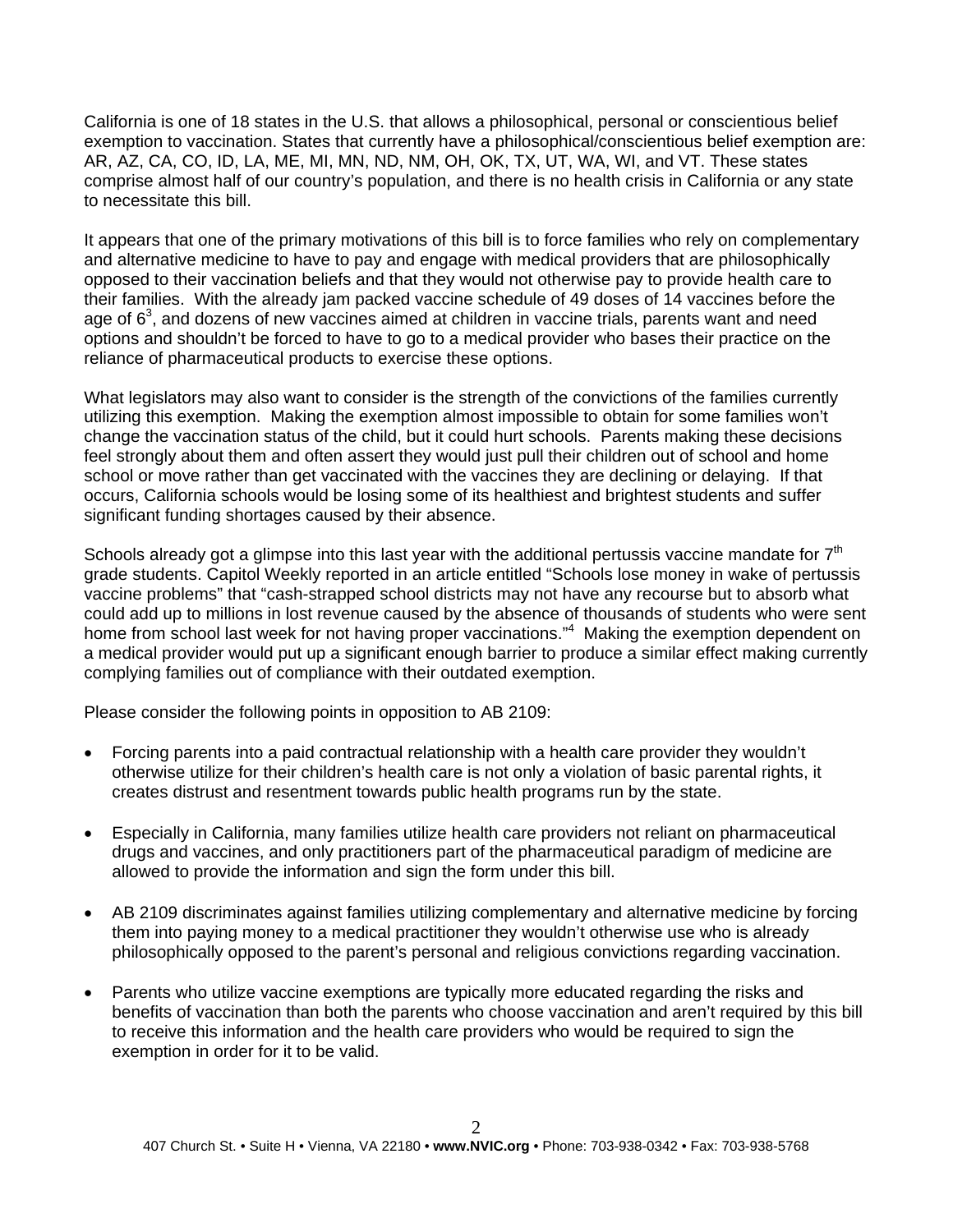California is one of 18 states in the U.S. that allows a philosophical, personal or conscientious belief exemption to vaccination. States that currently have a philosophical/conscientious belief exemption are: AR, AZ, CA, CO, ID, LA, ME, MI, MN, ND, NM, OH, OK, TX, UT, WA, WI, and VT. These states comprise almost half of our country's population, and there is no health crisis in California or any state to necessitate this bill.

It appears that one of the primary motivations of this bill is to force families who rely on complementary and alternative medicine to have to pay and engage with medical providers that are philosophically opposed to their vaccination beliefs and that they would not otherwise pay to provide health care to their families. With the already jam packed vaccine schedule of 49 doses of 14 vaccines before the age of 6[3], and dozens of new vaccines aimed at children in vaccine trials, parents want and need options and shouldn't be forced to have to go to a medical provider who bases their practice on the reliance of pharmaceutical products to exercise these options.

What legislators may also want to consider is the strength of the convictions of the families currently utilizing this exemption. Making the exemption almost impossible to obtain for some families won't change the vaccination status of the child, but it could hurt schools. Parents making these decisions feel strongly about them and often assert they would just pull their children out of school and home school or move rather than get vaccinated with the vaccines they are declining or delaying. If that occurs, California schools would be losing some of its healthiest and brightest students and suffer significant funding shortages caused by their absence.

Schools already got a glimpse into this last year with the additional pertussis vaccine mandate for 7th grade students. Capitol Weekly reported in an article entitled "Schools lose money in wake of pertussis vaccine problems" that "cash-strapped school districts may not have any recourse but to absorb what could add up to millions in lost revenue caused by the absence of thousands of students who were sent home from school last week for not having proper vaccinations."[4] Making the exemption dependent on a medical provider would put up a significant enough barrier to produce a similar effect making currently complying families out of compliance with their outdated exemption.

Please consider the following points in opposition to AB 2109:

- Forcing parents into a paid contractual relationship with a health care provider they wouldn't otherwise utilize for their children's health care is not only a violation of basic parental rights, it creates distrust and resentment towards public health programs run by the state.

- Especially in California, many families utilize health care providers not reliant on pharmaceutical drugs and vaccines, and only practitioners part of the pharmaceutical paradigm of medicine are allowed to provide the information and sign the form under this bill.

- AB 2109 discriminates against families utilizing complementary and alternative medicine by forcing them into paying money to a medical practitioner they wouldn't otherwise use who is already philosophically opposed to the parent's personal and religious convictions regarding vaccination.

- Parents who utilize vaccine exemptions are typically more educated regarding the risks and benefits of vaccination than both the parents who choose vaccination and aren't required by this bill to receive this information and the health care providers who would be required to sign the exemption in order for it to be valid.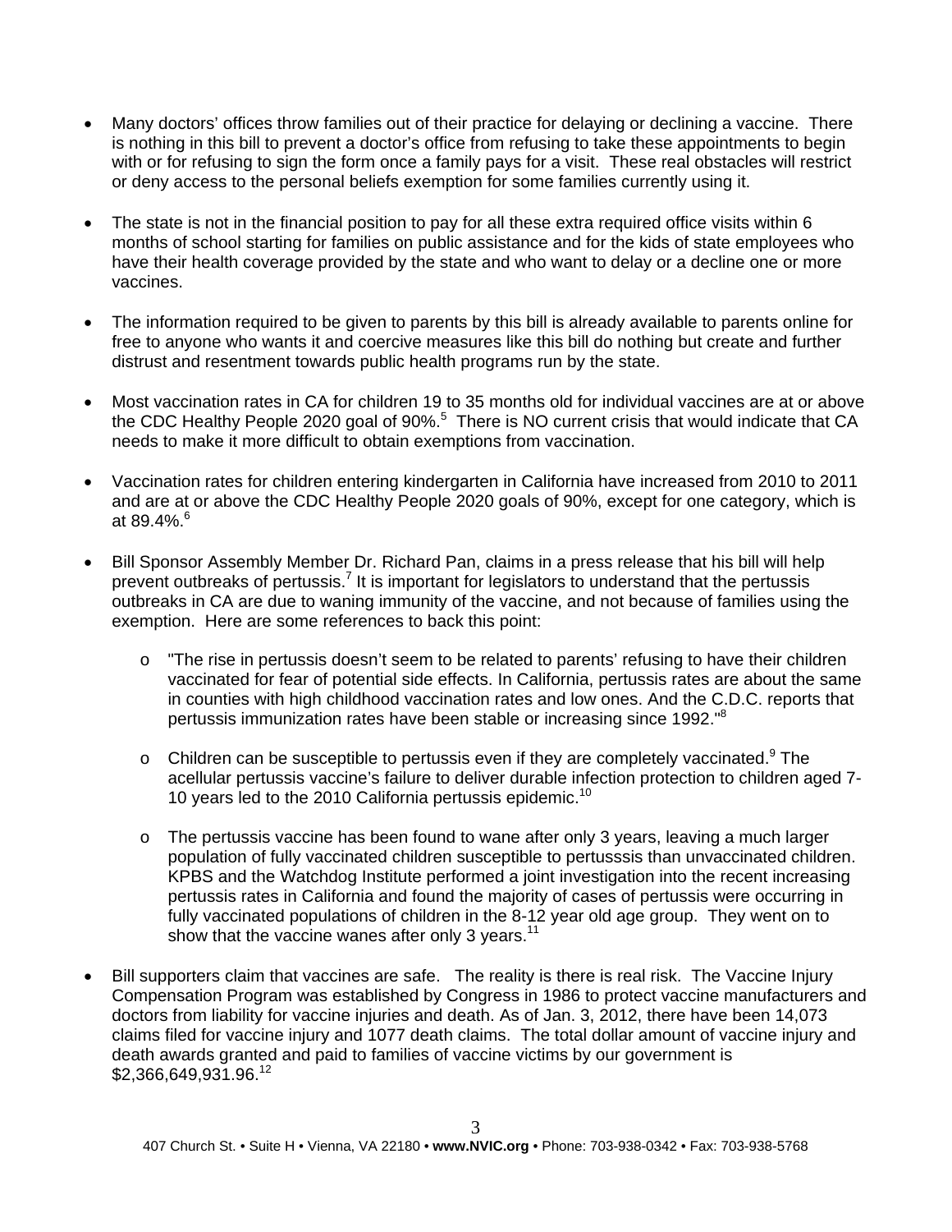- Many doctors' offices throw families out of their practice for delaying or declining a vaccine. There is nothing in this bill to prevent a doctor's office from refusing to take these appointments to begin with or for refusing to sign the form once a family pays for a visit. These real obstacles will restrict or deny access to the personal beliefs exemption for some families currently using it.

- The state is not in the financial position to pay for all these extra required office visits within 6 months of school starting for families on public assistance and for the kids of state employees who have their health coverage provided by the state and who want to delay or a decline one or more vaccines.

- The information required to be given to parents by this bill is already available to parents online for free to anyone who wants it and coercive measures like this bill do nothing but create and further distrust and resentment towards public health programs run by the state.

- Most vaccination rates in CA for children 19 to 35 months old for individual vaccines are at or above the CDC Healthy People 2020 goal of 90%.[5] There is NO current crisis that would indicate that CA needs to make it more difficult to obtain exemptions from vaccination.

- Vaccination rates for children entering kindergarten in California have increased from 2010 to 2011 and are at or above the CDC Healthy People 2020 goals of 90%, except for one category, which is at 89.4%.[6]

- Bill Sponsor Assembly Member Dr. Richard Pan, claims in a press release that his bill will help prevent outbreaks of pertussis.[7] It is important for legislators to understand that the pertussis outbreaks in CA are due to waning immunity of the vaccine, and not because of families using the exemption. Here are some references to back this point:

  - "The rise in pertussis doesn't seem to be related to parents' refusing to have their children vaccinated for fear of potential side effects. In California, pertussis rates are about the same in counties with high childhood vaccination rates and low ones. And the C.D.C. reports that pertussis immunization rates have been stable or increasing since 1992."[8]

  - Children can be susceptible to pertussis even if they are completely vaccinated.[9] The acellular pertussis vaccine's failure to deliver durable infection protection to children aged 7-10 years led to the 2010 California pertussis epidemic.[10]

  - The pertussis vaccine has been found to wane after only 3 years, leaving a much larger population of fully vaccinated children susceptible to pertusssis than unvaccinated children. KPBS and the Watchdog Institute performed a joint investigation into the recent increasing pertussis rates in California and found the majority of cases of pertussis were occurring in fully vaccinated populations of children in the 8-12 year old age group. They went on to show that the vaccine wanes after only 3 years.[11]

- Bill supporters claim that vaccines are safe. The reality is there is real risk. The Vaccine Injury Compensation Program was established by Congress in 1986 to protect vaccine manufacturers and doctors from liability for vaccine injuries and death. As of Jan. 3, 2012, there have been 14,073 claims filed for vaccine injury and 1077 death claims. The total dollar amount of vaccine injury and death awards granted and paid to families of vaccine victims by our government is $2,366,649,931.96.[12]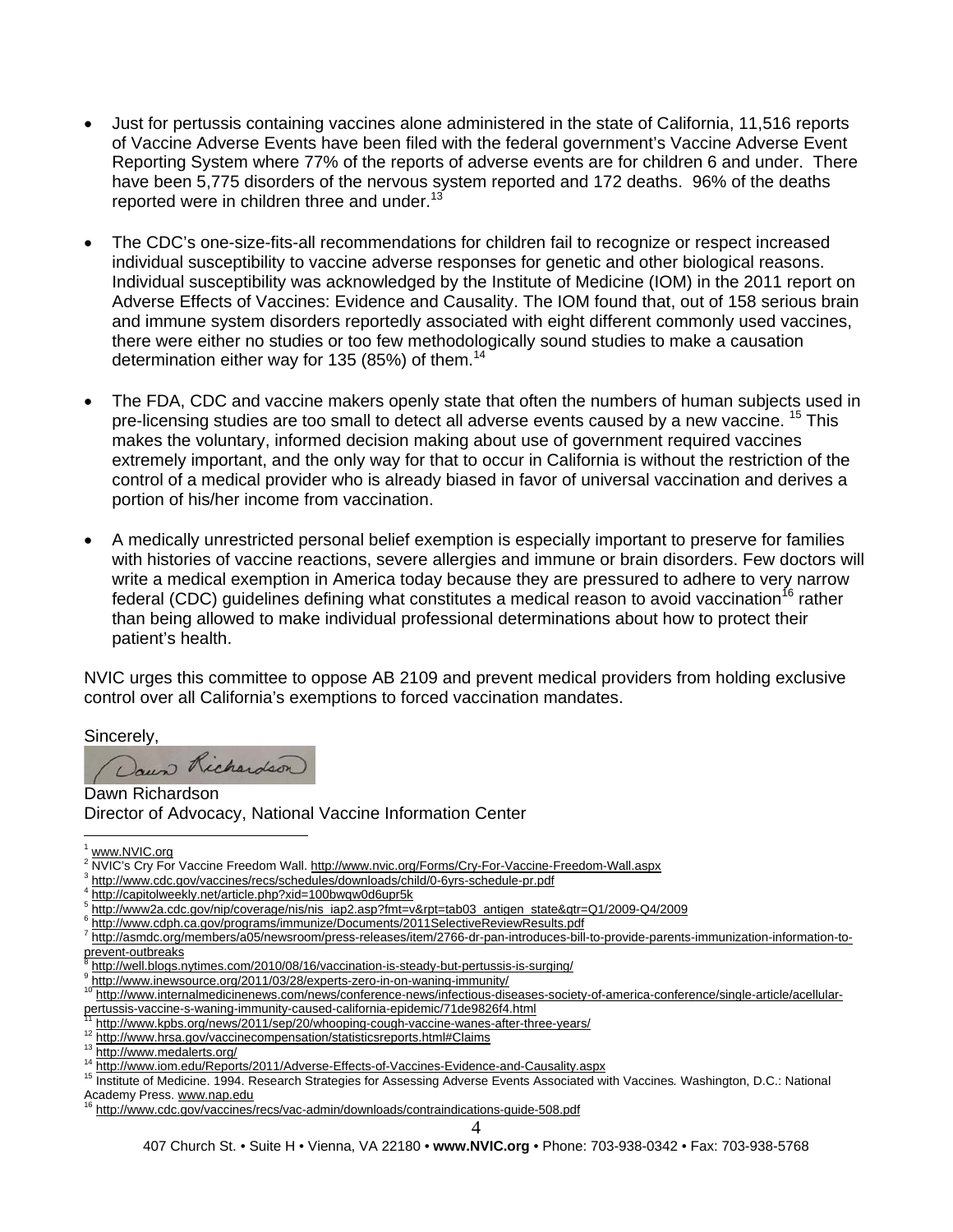- Just for pertussis containing vaccines alone administered in the state of California, 11,516 reports of Vaccine Adverse Events have been filed with the federal government's Vaccine Adverse Event Reporting System where 77% of the reports of adverse events are for children 6 and under. There have been 5,775 disorders of the nervous system reported and 172 deaths. 96% of the deaths reported were in children three and under.[13]

- The CDC's one-size-fits-all recommendations for children fail to recognize or respect increased individual susceptibility to vaccine adverse responses for genetic and other biological reasons. Individual susceptibility was acknowledged by the Institute of Medicine (IOM) in the 2011 report on Adverse Effects of Vaccines: Evidence and Causality. The IOM found that, out of 158 serious brain and immune system disorders reportedly associated with eight different commonly used vaccines, there were either no studies or too few methodologically sound studies to make a causation determination either way for 135 (85%) of them.[14]

- The FDA, CDC and vaccine makers openly state that often the numbers of human subjects used in pre-licensing studies are too small to detect all adverse events caused by a new vaccine. [15] This makes the voluntary, informed decision making about use of government required vaccines extremely important, and the only way for that to occur in California is without the restriction of the control of a medical provider who is already biased in favor of universal vaccination and derives a portion of his/her income from vaccination.

- A medically unrestricted personal belief exemption is especially important to preserve for families with histories of vaccine reactions, severe allergies and immune or brain disorders. Few doctors will write a medical exemption in America today because they are pressured to adhere to very narrow federal (CDC) guidelines defining what constitutes a medical reason to avoid vaccination[16] rather than being allowed to make individual professional determinations about how to protect their patient's health.

NVIC urges this committee to oppose AB 2109 and prevent medical providers from holding exclusive control over all California's exemptions to forced vaccination mandates.

Sincerely,

Dawn Richardson

Dawn Richardson
Director of Advocacy, National Vaccine Information Center

---

[1] www.NVIC.org
[2] NVIC's Cry For Vaccine Freedom Wall. http://www.nvic.org/Forms/Cry-For-Vaccine-Freedom-Wall.aspx
[3] http://www.cdc.gov/vaccines/recs/schedules/downloads/child/0-6yrs-schedule-pr.pdf
[4] http://capitolweekly.net/article.php?xid=100bwqw0d6upr5k
[5] http://www2a.cdc.gov/nip/coverage/nis/nis_iap2.asp?fmt=v&rpt=tab03_antigen_state&qtr=Q1/2009-Q4/2009
[6] http://www.cdph.ca.gov/programs/immunize/Documents/2011SelectiveReviewResults.pdf
[7] http://asmdc.org/members/a05/newsroom/press-releases/item/2766-dr-pan-introduces-bill-to-provide-parents-immunization-information-to-prevent-outbreaks
[8] http://well.blogs.nytimes.com/2010/08/16/vaccination-is-steady-but-pertussis-is-surging/
[9] http://www.inewsource.org/2011/03/28/experts-zero-in-on-waning-immunity/
[10] http://www.internalmedicinenews.com/news/conference-news/infectious-diseases-society-of-america-conference/single-article/acellular-pertussis-vaccine-s-waning-immunity-caused-california-epidemic/71de9826f4.html
[11] http://www.kpbs.org/news/2011/sep/20/whooping-cough-vaccine-wanes-after-three-years/
[12] http://www.hrsa.gov/vaccinecompensation/statisticsreports.html#Claims
[13] http://www.medalerts.org/
[14] http://www.iom.edu/Reports/2011/Adverse-Effects-of-Vaccines-Evidence-and-Causality.aspx
[15] Institute of Medicine. 1994. Research Strategies for Assessing Adverse Events Associated with Vaccines. Washington, D.C.: National Academy Press. www.nap.edu
[16] http://www.cdc.gov/vaccines/recs/vac-admin/downloads/contraindications-guide-508.pdf

407 Church St. • Suite H • Vienna, VA 22180 • **www.NVIC.org** • Phone: 703-938-0342 • Fax: 703-938-5768